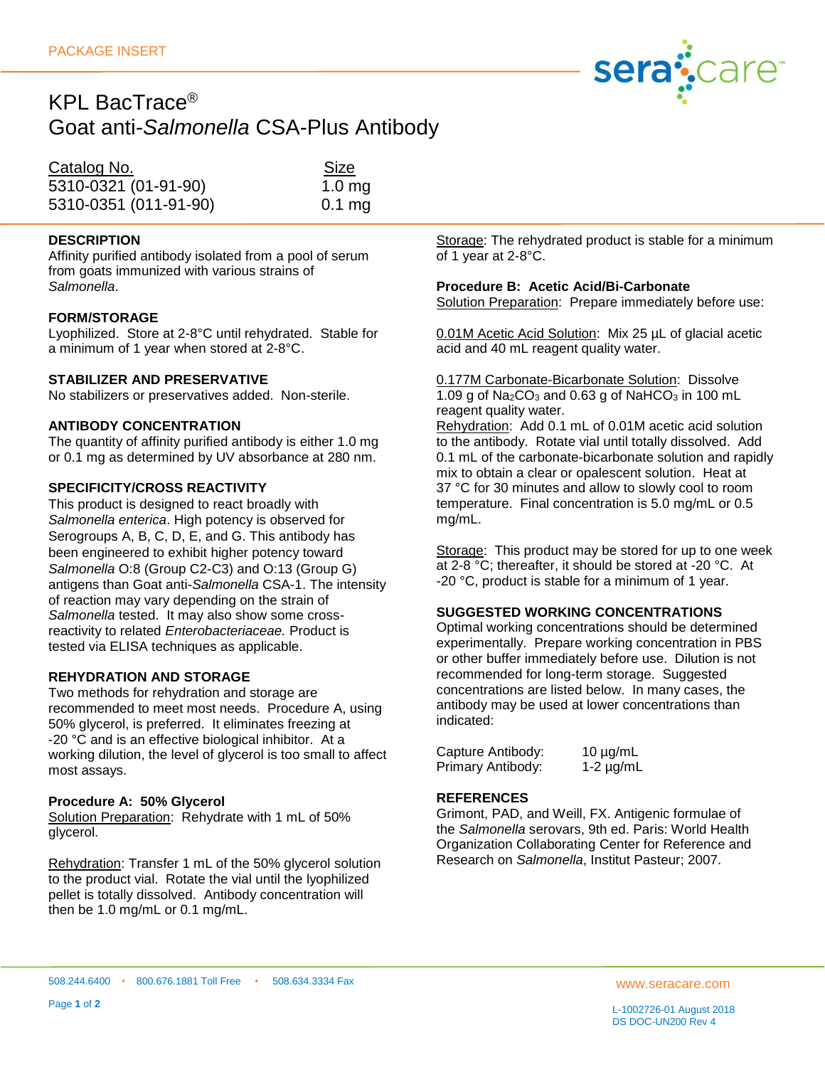PACKAGE INSERT

# KPL BacTrace®
# Goat anti-*Salmonella* CSA-Plus Antibody

| Catalog No. | Size |
|---|---|
| 5310-0321 (01-91-90) | 1.0 mg |
| 5310-0351 (011-91-90) | 0.1 mg |

## DESCRIPTION

Affinity purified antibody isolated from a pool of serum from goats immunized with various strains of *Salmonella*.

## FORM/STORAGE

Lyophilized. Store at 2-8°C until rehydrated. Stable for a minimum of 1 year when stored at 2-8°C.

## STABILIZER AND PRESERVATIVE

No stabilizers or preservatives added. Non-sterile.

## ANTIBODY CONCENTRATION

The quantity of affinity purified antibody is either 1.0 mg or 0.1 mg as determined by UV absorbance at 280 nm.

## SPECIFICITY/CROSS REACTIVITY

This product is designed to react broadly with *Salmonella enterica*. High potency is observed for Serogroups A, B, C, D, E, and G. This antibody has been engineered to exhibit higher potency toward *Salmonella* O:8 (Group C2-C3) and O:13 (Group G) antigens than Goat anti-*Salmonella* CSA-1. The intensity of reaction may vary depending on the strain of *Salmonella* tested. It may also show some cross-reactivity to related *Enterobacteriaceae.* Product is tested via ELISA techniques as applicable.

## REHYDRATION AND STORAGE

Two methods for rehydration and storage are recommended to meet most needs. Procedure A, using 50% glycerol, is preferred. It eliminates freezing at -20 °C and is an effective biological inhibitor. At a working dilution, the level of glycerol is too small to affect most assays.

### Procedure A: 50% Glycerol

Solution Preparation: Rehydrate with 1 mL of 50% glycerol.

Rehydration: Transfer 1 mL of the 50% glycerol solution to the product vial. Rotate the vial until the lyophilized pellet is totally dissolved. Antibody concentration will then be 1.0 mg/mL or 0.1 mg/mL.

Storage: The rehydrated product is stable for a minimum of 1 year at 2-8°C.

### Procedure B: Acetic Acid/Bi-Carbonate

Solution Preparation: Prepare immediately before use:

0.01M Acetic Acid Solution: Mix 25 µL of glacial acetic acid and 40 mL reagent quality water.

0.177M Carbonate-Bicarbonate Solution: Dissolve 1.09 g of $Na_2CO_3$ and 0.63 g of $NaHCO_3$ in 100 mL reagent quality water.

Rehydration: Add 0.1 mL of 0.01M acetic acid solution to the antibody. Rotate vial until totally dissolved. Add 0.1 mL of the carbonate-bicarbonate solution and rapidly mix to obtain a clear or opalescent solution. Heat at 37 °C for 30 minutes and allow to slowly cool to room temperature. Final concentration is 5.0 mg/mL or 0.5 mg/mL.

Storage: This product may be stored for up to one week at 2-8 °C; thereafter, it should be stored at -20 °C. At -20 °C, product is stable for a minimum of 1 year.

## SUGGESTED WORKING CONCENTRATIONS

Optimal working concentrations should be determined experimentally. Prepare working concentration in PBS or other buffer immediately before use. Dilution is not recommended for long-term storage. Suggested concentrations are listed below. In many cases, the antibody may be used at lower concentrations than indicated:

| | |
|---|---|
| Capture Antibody: | 10 µg/mL |
| Primary Antibody: | 1-2 µg/mL |

## REFERENCES

Grimont, PAD, and Weill, FX. Antigenic formulae of the *Salmonella* serovars, 9th ed. Paris: World Health Organization Collaborating Center for Reference and Research on *Salmonella*, Institut Pasteur; 2007.

508.244.6400 • 800.676.1881 Toll Free • 508.634.3334 Fax

www.seracare.com

L-1002726-01 August 2018
DS DOC-UN200 Rev 4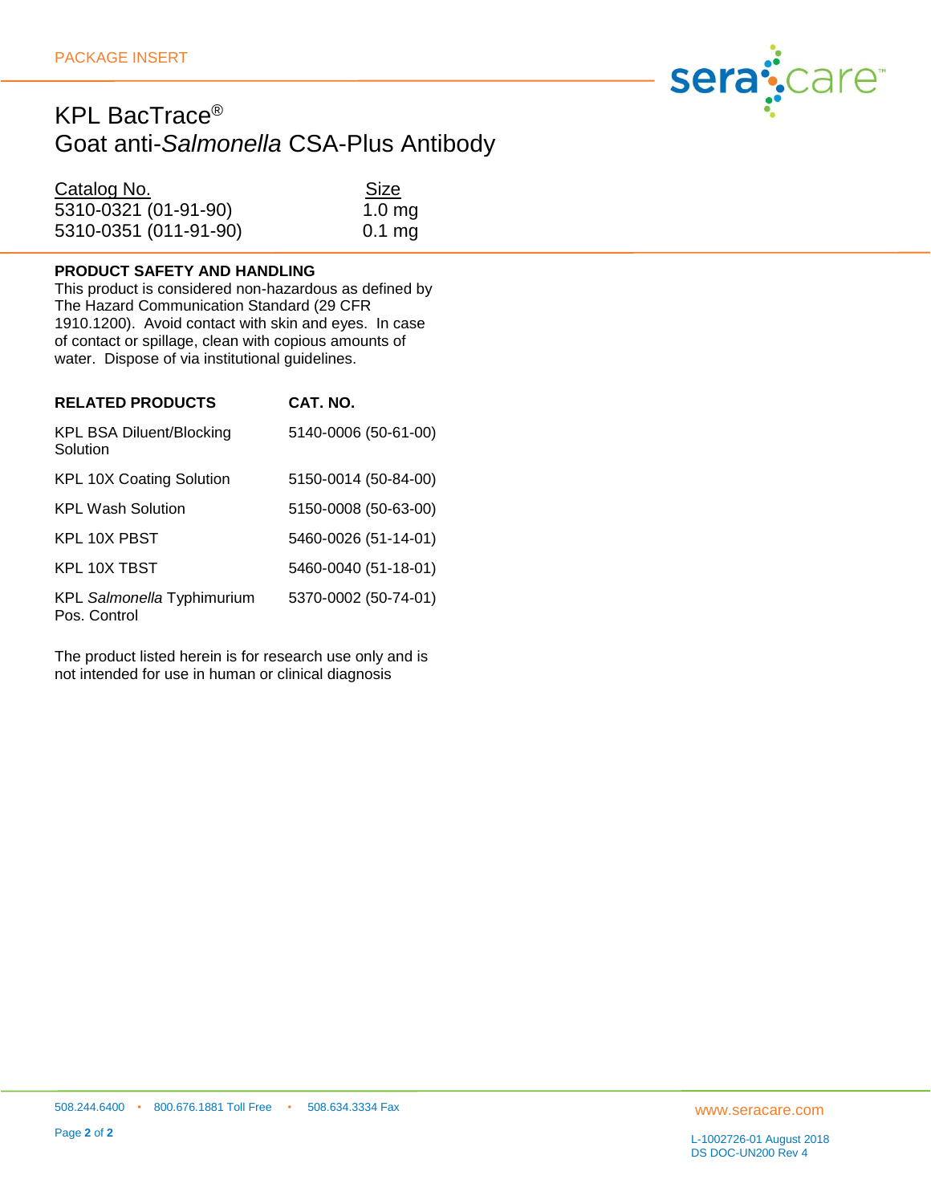PACKAGE INSERT

# KPL BacTrace®
# Goat anti-*Salmonella* CSA-Plus Antibody

| Catalog No. | Size |
|---|---|
| 5310-0321 (01-91-90) | 1.0 mg |
| 5310-0351 (011-91-90) | 0.1 mg |

**PRODUCT SAFETY AND HANDLING**

This product is considered non-hazardous as defined by The Hazard Communication Standard (29 CFR 1910.1200). Avoid contact with skin and eyes. In case of contact or spillage, clean with copious amounts of water. Dispose of via institutional guidelines.

| RELATED PRODUCTS | CAT. NO. |
|---|---|
| KPL BSA Diluent/Blocking Solution | 5140-0006 (50-61-00) |
| KPL 10X Coating Solution | 5150-0014 (50-84-00) |
| KPL Wash Solution | 5150-0008 (50-63-00) |
| KPL 10X PBST | 5460-0026 (51-14-01) |
| KPL 10X TBST | 5460-0040 (51-18-01) |
| KPL *Salmonella* Typhimurium Pos. Control | 5370-0002 (50-74-01) |

The product listed herein is for research use only and is not intended for use in human or clinical diagnosis

508.244.6400 • 800.676.1881 Toll Free • 508.634.3334 Fax

www.seracare.com

L-1002726-01 August 2018
DS DOC-UN200 Rev 4